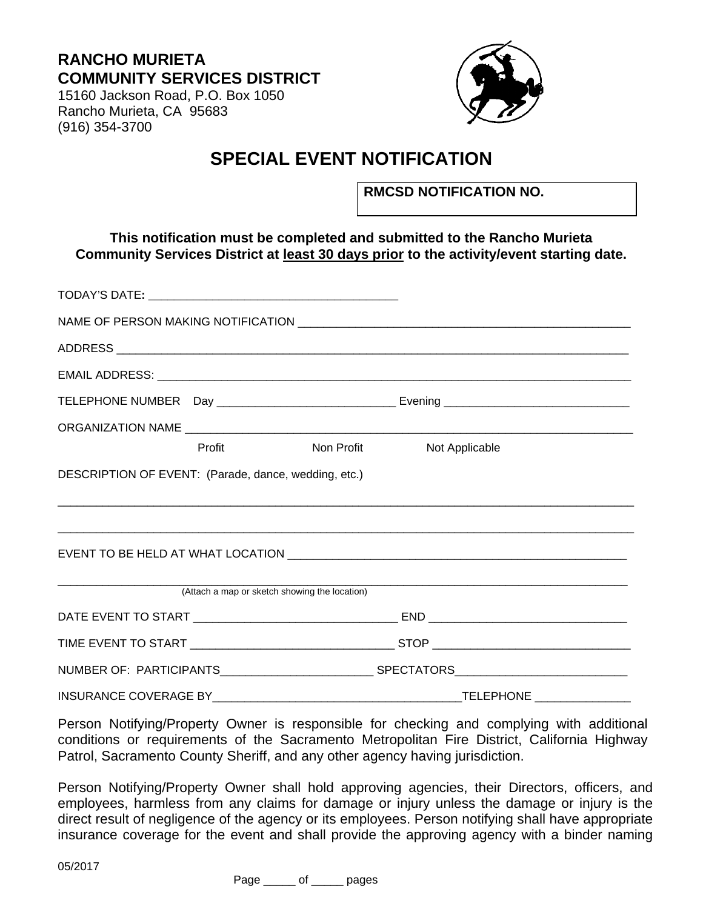**RANCHO MURIETA**
**COMMUNITY SERVICES DISTRICT**
15160 Jackson Road, P.O. Box 1050
Rancho Murieta, CA 95683
(916) 354-3700

# SPECIAL EVENT NOTIFICATION

| **RMCSD NOTIFICATION NO.** |
|---|
| |

**This notification must be completed and submitted to the Rancho Murieta Community Services District at least 30 days prior to the activity/event starting date.**

TODAY'S DATE: ________________________________________

NAME OF PERSON MAKING NOTIFICATION ____________________________________________________

ADDRESS ____________________________________________________________________________

EMAIL ADDRESS: ______________________________________________________________________

TELEPHONE NUMBER Day ___________________________ Evening _____________________________

ORGANIZATION NAME __________________________________________________________________

Profit     Non Profit     Not Applicable

DESCRIPTION OF EVENT: (Parade, dance, wedding, etc.)

____________________________________________________________________________________

____________________________________________________________________________________

EVENT TO BE HELD AT WHAT LOCATION _____________________________________________________

____________________________________________________________________________________
(Attach a map or sketch showing the location)

DATE EVENT TO START ________________________________ END ______________________________

TIME EVENT TO START ________________________________ STOP _____________________________

NUMBER OF: PARTICIPANTS________________________ SPECTATORS__________________________

INSURANCE COVERAGE BY______________________________________TELEPHONE _______________

Person Notifying/Property Owner is responsible for checking and complying with additional conditions or requirements of the Sacramento Metropolitan Fire District, California Highway Patrol, Sacramento County Sheriff, and any other agency having jurisdiction.

Person Notifying/Property Owner shall hold approving agencies, their Directors, officers, and employees, harmless from any claims for damage or injury unless the damage or injury is the direct result of negligence of the agency or its employees. Person notifying shall have appropriate insurance coverage for the event and shall provide the approving agency with a binder naming

05/2017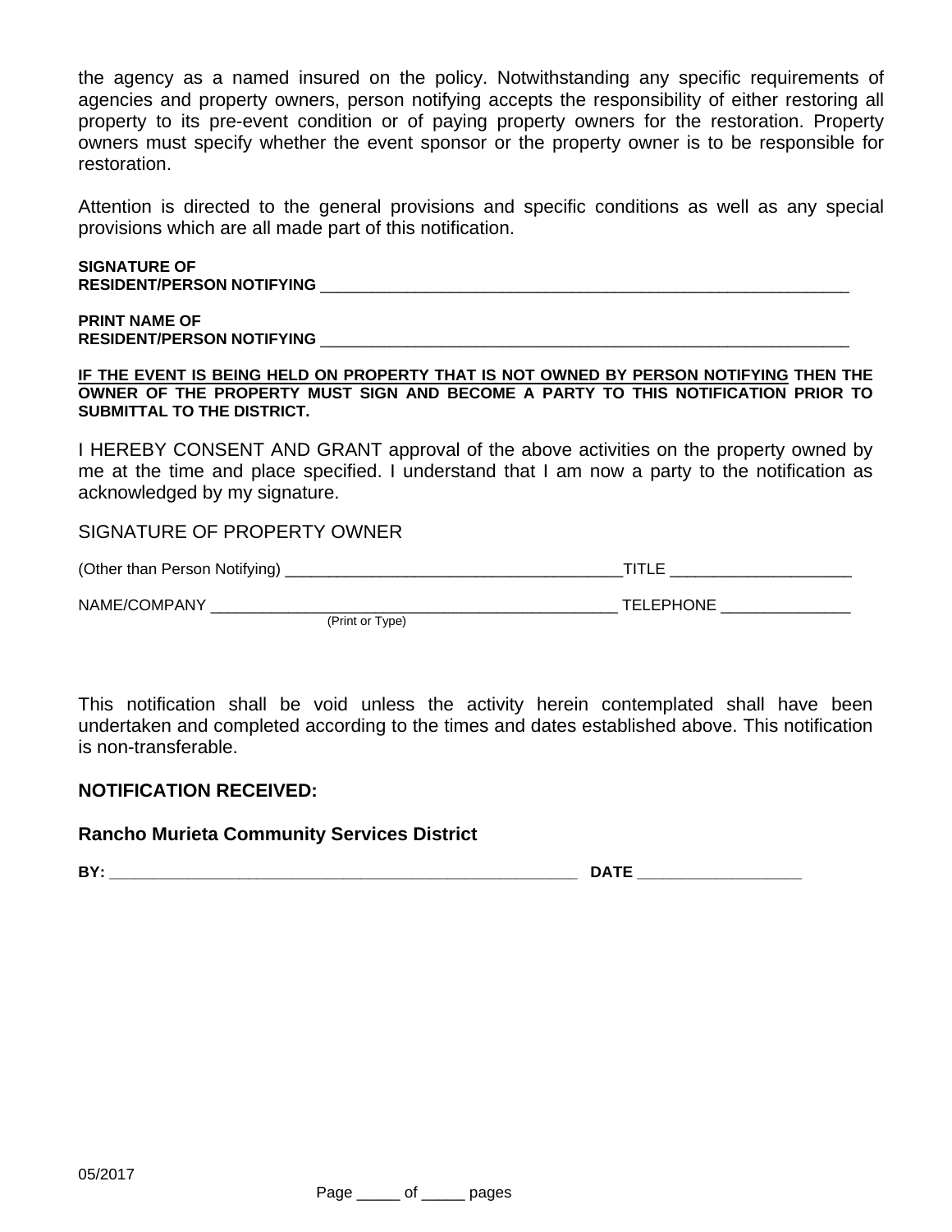the agency as a named insured on the policy. Notwithstanding any specific requirements of agencies and property owners, person notifying accepts the responsibility of either restoring all property to its pre-event condition or of paying property owners for the restoration. Property owners must specify whether the event sponsor or the property owner is to be responsible for restoration.

Attention is directed to the general provisions and specific conditions as well as any special provisions which are all made part of this notification.

**SIGNATURE OF**
**RESIDENT/PERSON NOTIFYING** _______________________________________________________________

**PRINT NAME OF**
**RESIDENT/PERSON NOTIFYING** _______________________________________________________________

**__IF THE EVENT IS BEING HELD ON PROPERTY THAT IS NOT OWNED BY PERSON NOTIFYING__ THEN THE OWNER OF THE PROPERTY MUST SIGN AND BECOME A PARTY TO THIS NOTIFICATION PRIOR TO SUBMITTAL TO THE DISTRICT.**

I HEREBY CONSENT AND GRANT approval of the above activities on the property owned by me at the time and place specified. I understand that I am now a party to the notification as acknowledged by my signature.

SIGNATURE OF PROPERTY OWNER

(Other than Person Notifying) ______________________________________TITLE ____________________

NAME/COMPANY ______________________________________________ TELEPHONE ______________
(Print or Type)

This notification shall be void unless the activity herein contemplated shall have been undertaken and completed according to the times and dates established above. This notification is non-transferable.

**NOTIFICATION RECEIVED:**

**Rancho Murieta Community Services District**

**BY: _______________________________________________________ DATE __________________**

05/2017